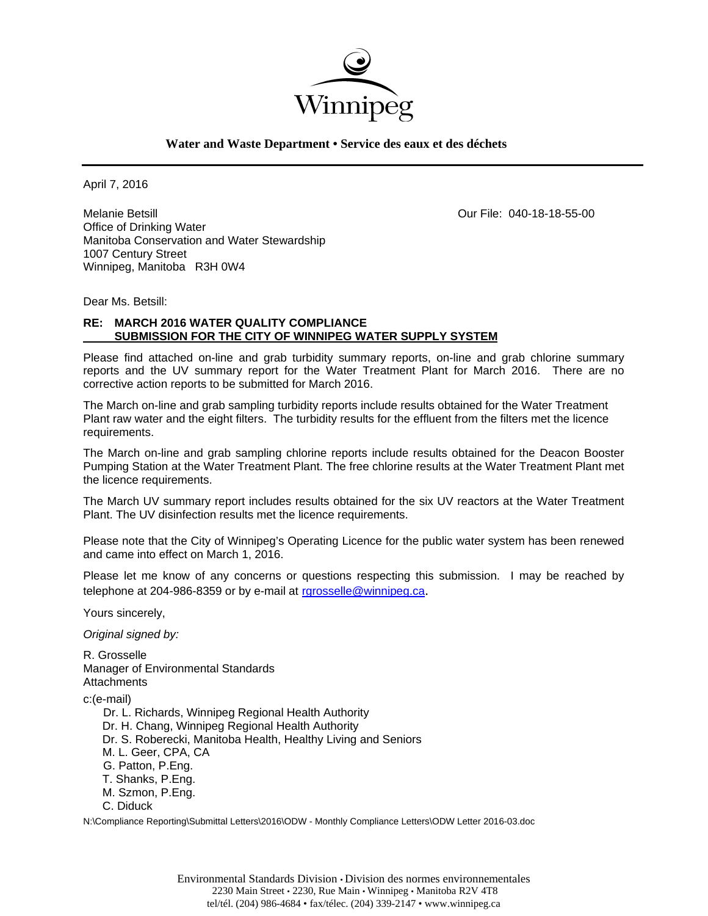Winnipeg

**Water and Waste Department • Service des eaux et des déchets**

April 7, 2016

Melanie Betsill
Office of Drinking Water
Manitoba Conservation and Water Stewardship
1007 Century Street
Winnipeg, Manitoba R3H 0W4

Our File: 040-18-18-55-00

Dear Ms. Betsill:

**RE: MARCH 2016 WATER QUALITY COMPLIANCE SUBMISSION FOR THE CITY OF WINNIPEG WATER SUPPLY SYSTEM**

Please find attached on-line and grab turbidity summary reports, on-line and grab chlorine summary reports and the UV summary report for the Water Treatment Plant for March 2016. There are no corrective action reports to be submitted for March 2016.

The March on-line and grab sampling turbidity reports include results obtained for the Water Treatment Plant raw water and the eight filters. The turbidity results for the effluent from the filters met the licence requirements.

The March on-line and grab sampling chlorine reports include results obtained for the Deacon Booster Pumping Station at the Water Treatment Plant. The free chlorine results at the Water Treatment Plant met the licence requirements.

The March UV summary report includes results obtained for the six UV reactors at the Water Treatment Plant. The UV disinfection results met the licence requirements.

Please note that the City of Winnipeg's Operating Licence for the public water system has been renewed and came into effect on March 1, 2016.

Please let me know of any concerns or questions respecting this submission. I may be reached by telephone at 204-986-8359 or by e-mail at rgrosselle@winnipeg.ca.

Yours sincerely,

*Original signed by:*

R. Grosselle
Manager of Environmental Standards
Attachments

c:(e-mail)
Dr. L. Richards, Winnipeg Regional Health Authority
Dr. H. Chang, Winnipeg Regional Health Authority
Dr. S. Roberecki, Manitoba Health, Healthy Living and Seniors
M. L. Geer, CPA, CA
G. Patton, P.Eng.
T. Shanks, P.Eng.
M. Szmon, P.Eng.
C. Diduck

N:\Compliance Reporting\Submittal Letters\2016\ODW - Monthly Compliance Letters\ODW Letter 2016-03.doc

Environmental Standards Division • Division des normes environnementales
2230 Main Street • 2230, Rue Main • Winnipeg • Manitoba R2V 4T8
tel/tél. (204) 986-4684 • fax/télec. (204) 339-2147 • www.winnipeg.ca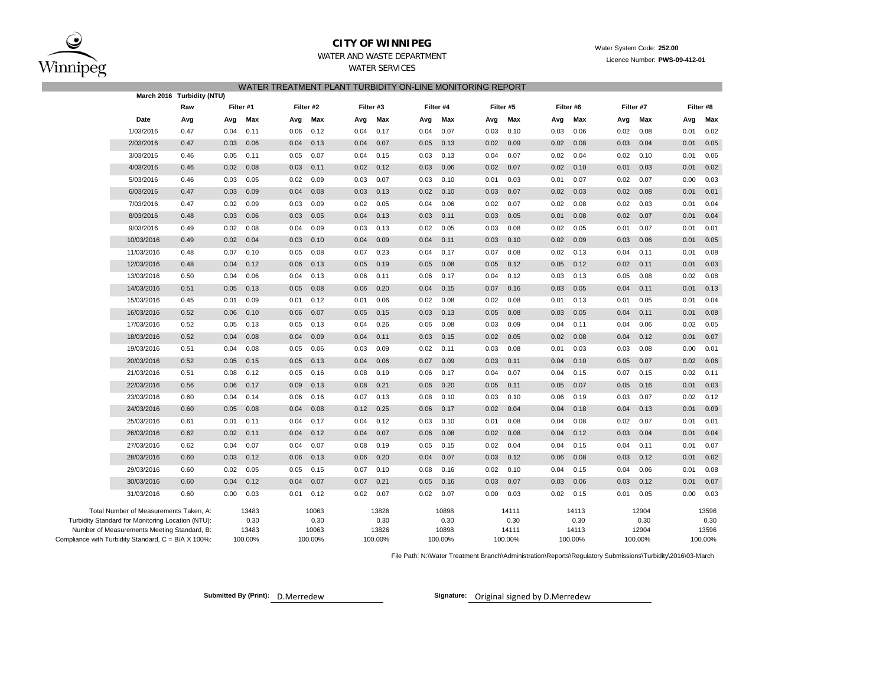**CITY OF WINNIPEG**

WATER AND WASTE DEPARTMENT

WATER SERVICES

Water System Code: **252.00**

Licence Number: **PWS-09-412-01**

## WATER TREATMENT PLANT TURBIDITY ON-LINE MONITORING REPORT

**March 2016 Turbidity (NTU)**

| | Raw | Filter #1 | | Filter #2 | | Filter #3 | | Filter #4 | | Filter #5 | | Filter #6 | | Filter #7 | | Filter #8 | |
|---|---|---|---|---|---|---|---|---|---|---|---|---|---|---|---|---|---|
| Date | Avg | Avg | Max | Avg | Max | Avg | Max | Avg | Max | Avg | Max | Avg | Max | Avg | Max | Avg | Max |
| 1/03/2016 | 0.47 | 0.04 | 0.11 | 0.06 | 0.12 | 0.04 | 0.17 | 0.04 | 0.07 | 0.03 | 0.10 | 0.03 | 0.06 | 0.02 | 0.08 | 0.01 | 0.02 |
| 2/03/2016 | 0.47 | 0.03 | 0.06 | 0.04 | 0.13 | 0.04 | 0.07 | 0.05 | 0.13 | 0.02 | 0.09 | 0.02 | 0.08 | 0.03 | 0.04 | 0.01 | 0.05 |
| 3/03/2016 | 0.46 | 0.05 | 0.11 | 0.05 | 0.07 | 0.04 | 0.15 | 0.03 | 0.13 | 0.04 | 0.07 | 0.02 | 0.04 | 0.02 | 0.10 | 0.01 | 0.06 |
| 4/03/2016 | 0.46 | 0.02 | 0.08 | 0.03 | 0.11 | 0.02 | 0.12 | 0.03 | 0.06 | 0.02 | 0.07 | 0.02 | 0.10 | 0.01 | 0.03 | 0.01 | 0.02 |
| 5/03/2016 | 0.46 | 0.03 | 0.05 | 0.02 | 0.09 | 0.03 | 0.07 | 0.03 | 0.10 | 0.01 | 0.03 | 0.01 | 0.07 | 0.02 | 0.07 | 0.00 | 0.03 |
| 6/03/2016 | 0.47 | 0.03 | 0.09 | 0.04 | 0.08 | 0.03 | 0.13 | 0.02 | 0.10 | 0.03 | 0.07 | 0.02 | 0.03 | 0.02 | 0.08 | 0.01 | 0.01 |
| 7/03/2016 | 0.47 | 0.02 | 0.09 | 0.03 | 0.09 | 0.02 | 0.05 | 0.04 | 0.06 | 0.02 | 0.07 | 0.02 | 0.08 | 0.02 | 0.03 | 0.01 | 0.04 |
| 8/03/2016 | 0.48 | 0.03 | 0.06 | 0.03 | 0.05 | 0.04 | 0.13 | 0.03 | 0.11 | 0.03 | 0.05 | 0.01 | 0.08 | 0.02 | 0.07 | 0.01 | 0.04 |
| 9/03/2016 | 0.49 | 0.02 | 0.08 | 0.04 | 0.09 | 0.03 | 0.13 | 0.02 | 0.05 | 0.03 | 0.08 | 0.02 | 0.05 | 0.01 | 0.07 | 0.01 | 0.01 |
| 10/03/2016 | 0.49 | 0.02 | 0.04 | 0.03 | 0.10 | 0.04 | 0.09 | 0.04 | 0.11 | 0.03 | 0.10 | 0.02 | 0.09 | 0.03 | 0.06 | 0.01 | 0.05 |
| 11/03/2016 | 0.48 | 0.07 | 0.10 | 0.05 | 0.08 | 0.07 | 0.23 | 0.04 | 0.17 | 0.07 | 0.08 | 0.02 | 0.13 | 0.04 | 0.11 | 0.01 | 0.08 |
| 12/03/2016 | 0.48 | 0.04 | 0.12 | 0.06 | 0.13 | 0.05 | 0.19 | 0.05 | 0.08 | 0.05 | 0.12 | 0.05 | 0.12 | 0.02 | 0.11 | 0.01 | 0.03 |
| 13/03/2016 | 0.50 | 0.04 | 0.06 | 0.04 | 0.13 | 0.06 | 0.11 | 0.06 | 0.17 | 0.04 | 0.12 | 0.03 | 0.13 | 0.05 | 0.08 | 0.02 | 0.08 |
| 14/03/2016 | 0.51 | 0.05 | 0.13 | 0.05 | 0.08 | 0.06 | 0.20 | 0.04 | 0.15 | 0.07 | 0.16 | 0.03 | 0.05 | 0.04 | 0.11 | 0.01 | 0.13 |
| 15/03/2016 | 0.45 | 0.01 | 0.09 | 0.01 | 0.12 | 0.01 | 0.06 | 0.02 | 0.08 | 0.02 | 0.08 | 0.01 | 0.13 | 0.01 | 0.05 | 0.01 | 0.04 |
| 16/03/2016 | 0.52 | 0.06 | 0.10 | 0.06 | 0.07 | 0.05 | 0.15 | 0.03 | 0.13 | 0.05 | 0.08 | 0.03 | 0.05 | 0.04 | 0.11 | 0.01 | 0.08 |
| 17/03/2016 | 0.52 | 0.05 | 0.13 | 0.05 | 0.13 | 0.04 | 0.26 | 0.06 | 0.08 | 0.03 | 0.09 | 0.04 | 0.11 | 0.04 | 0.06 | 0.02 | 0.05 |
| 18/03/2016 | 0.52 | 0.04 | 0.08 | 0.04 | 0.09 | 0.04 | 0.11 | 0.03 | 0.15 | 0.02 | 0.05 | 0.02 | 0.08 | 0.04 | 0.12 | 0.01 | 0.07 |
| 19/03/2016 | 0.51 | 0.04 | 0.08 | 0.05 | 0.06 | 0.03 | 0.09 | 0.02 | 0.11 | 0.03 | 0.08 | 0.01 | 0.03 | 0.03 | 0.08 | 0.00 | 0.01 |
| 20/03/2016 | 0.52 | 0.05 | 0.15 | 0.05 | 0.13 | 0.04 | 0.06 | 0.07 | 0.09 | 0.03 | 0.11 | 0.04 | 0.10 | 0.05 | 0.07 | 0.02 | 0.06 |
| 21/03/2016 | 0.51 | 0.08 | 0.12 | 0.05 | 0.16 | 0.08 | 0.19 | 0.06 | 0.17 | 0.04 | 0.07 | 0.04 | 0.15 | 0.07 | 0.15 | 0.02 | 0.11 |
| 22/03/2016 | 0.56 | 0.06 | 0.17 | 0.09 | 0.13 | 0.08 | 0.21 | 0.06 | 0.20 | 0.05 | 0.11 | 0.05 | 0.07 | 0.05 | 0.16 | 0.01 | 0.03 |
| 23/03/2016 | 0.60 | 0.04 | 0.14 | 0.06 | 0.16 | 0.07 | 0.13 | 0.08 | 0.10 | 0.03 | 0.10 | 0.06 | 0.19 | 0.03 | 0.07 | 0.02 | 0.12 |
| 24/03/2016 | 0.60 | 0.05 | 0.08 | 0.04 | 0.08 | 0.12 | 0.25 | 0.06 | 0.17 | 0.02 | 0.04 | 0.04 | 0.18 | 0.04 | 0.13 | 0.01 | 0.09 |
| 25/03/2016 | 0.61 | 0.01 | 0.11 | 0.04 | 0.17 | 0.04 | 0.12 | 0.03 | 0.10 | 0.01 | 0.08 | 0.04 | 0.08 | 0.02 | 0.07 | 0.01 | 0.01 |
| 26/03/2016 | 0.62 | 0.02 | 0.11 | 0.04 | 0.12 | 0.04 | 0.07 | 0.06 | 0.08 | 0.02 | 0.08 | 0.04 | 0.12 | 0.03 | 0.04 | 0.01 | 0.04 |
| 27/03/2016 | 0.62 | 0.04 | 0.07 | 0.04 | 0.07 | 0.08 | 0.19 | 0.05 | 0.15 | 0.02 | 0.04 | 0.04 | 0.15 | 0.04 | 0.11 | 0.01 | 0.07 |
| 28/03/2016 | 0.60 | 0.03 | 0.12 | 0.06 | 0.13 | 0.06 | 0.20 | 0.04 | 0.07 | 0.03 | 0.12 | 0.06 | 0.08 | 0.03 | 0.12 | 0.01 | 0.02 |
| 29/03/2016 | 0.60 | 0.02 | 0.05 | 0.05 | 0.15 | 0.07 | 0.10 | 0.08 | 0.16 | 0.02 | 0.10 | 0.04 | 0.15 | 0.04 | 0.06 | 0.01 | 0.08 |
| 30/03/2016 | 0.60 | 0.04 | 0.12 | 0.04 | 0.07 | 0.07 | 0.21 | 0.05 | 0.16 | 0.03 | 0.07 | 0.03 | 0.06 | 0.03 | 0.12 | 0.01 | 0.07 |
| 31/03/2016 | 0.60 | 0.00 | 0.03 | 0.01 | 0.12 | 0.02 | 0.07 | 0.02 | 0.07 | 0.00 | 0.03 | 0.02 | 0.15 | 0.01 | 0.05 | 0.00 | 0.03 |
| Total Number of Measurements Taken, A: | | | 13483 | | 10063 | | 13826 | | 10898 | | 14111 | | 14113 | | 12904 | | 13596 |
| Turbidity Standard for Monitoring Location (NTU): | | | 0.30 | | 0.30 | | 0.30 | | 0.30 | | 0.30 | | 0.30 | | 0.30 | | 0.30 |
| Number of Measurements Meeting Standard, B: | | | 13483 | | 10063 | | 13826 | | 10898 | | 14111 | | 14113 | | 12904 | | 13596 |
| Compliance with Turbidity Standard, C = B/A X 100%: | | | 100.00% | | 100.00% | | 100.00% | | 100.00% | | 100.00% | | 100.00% | | 100.00% | | 100.00% |

File Path: N:\Water Treatment Branch\Administration\Reports\Regulatory Submissions\Turbidity\2016\03-March

**Submitted By (Print):** D.Merredew

**Signature:** Original signed by D.Merredew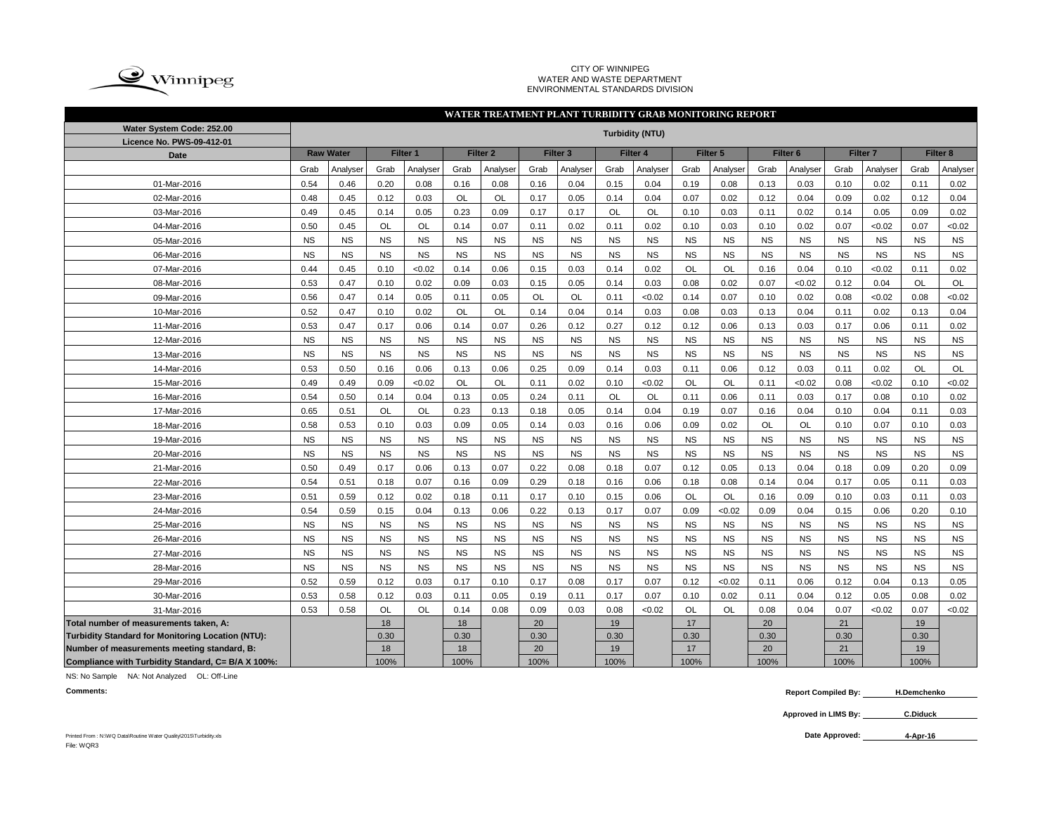CITY OF WINNIPEG
WATER AND WASTE DEPARTMENT
ENVIRONMENTAL STANDARDS DIVISION

## WATER TREATMENT PLANT TURBIDITY GRAB MONITORING REPORT

| Water System Code: 252.00<br>Licence No. PWS-09-412-01 | Turbidity (NTU) | | | | | | | | | | | | | | | | | |
|---|---|---|---|---|---|---|---|---|---|---|---|---|---|---|---|---|---|---|
| Date | Raw Water | | Filter 1 | | Filter 2 | | Filter 3 | | Filter 4 | | Filter 5 | | Filter 6 | | Filter 7 | | Filter 8 | |
| | Grab | Analyser | Grab | Analyser | Grab | Analyser | Grab | Analyser | Grab | Analyser | Grab | Analyser | Grab | Analyser | Grab | Analyser | Grab | Analyser |
| 01-Mar-2016 | 0.54 | 0.46 | 0.20 | 0.08 | 0.16 | 0.08 | 0.16 | 0.04 | 0.15 | 0.04 | 0.19 | 0.08 | 0.13 | 0.03 | 0.10 | 0.02 | 0.11 | 0.02 |
| 02-Mar-2016 | 0.48 | 0.45 | 0.12 | 0.03 | OL | OL | 0.17 | 0.05 | 0.14 | 0.04 | 0.07 | 0.02 | 0.12 | 0.04 | 0.09 | 0.02 | 0.12 | 0.04 |
| 03-Mar-2016 | 0.49 | 0.45 | 0.14 | 0.05 | 0.23 | 0.09 | 0.17 | 0.17 | OL | OL | 0.10 | 0.03 | 0.11 | 0.02 | 0.14 | 0.05 | 0.09 | 0.02 |
| 04-Mar-2016 | 0.50 | 0.45 | OL | OL | 0.14 | 0.07 | 0.11 | 0.02 | 0.11 | 0.02 | 0.10 | 0.03 | 0.10 | 0.02 | 0.07 | <0.02 | 0.07 | <0.02 |
| 05-Mar-2016 | NS | NS | NS | NS | NS | NS | NS | NS | NS | NS | NS | NS | NS | NS | NS | NS | NS | NS |
| 06-Mar-2016 | NS | NS | NS | NS | NS | NS | NS | NS | NS | NS | NS | NS | NS | NS | NS | NS | NS | NS |
| 07-Mar-2016 | 0.44 | 0.45 | 0.10 | <0.02 | 0.14 | 0.06 | 0.15 | 0.03 | 0.14 | 0.02 | OL | OL | 0.16 | 0.04 | 0.10 | <0.02 | 0.11 | 0.02 |
| 08-Mar-2016 | 0.53 | 0.47 | 0.10 | 0.02 | 0.09 | 0.03 | 0.15 | 0.05 | 0.14 | 0.03 | 0.08 | 0.02 | 0.07 | <0.02 | 0.12 | 0.04 | OL | OL |
| 09-Mar-2016 | 0.56 | 0.47 | 0.14 | 0.05 | 0.11 | 0.05 | OL | OL | 0.11 | <0.02 | 0.14 | 0.07 | 0.10 | 0.02 | 0.08 | <0.02 | 0.08 | <0.02 |
| 10-Mar-2016 | 0.52 | 0.47 | 0.10 | 0.02 | OL | OL | 0.14 | 0.04 | 0.14 | 0.03 | 0.08 | 0.03 | 0.13 | 0.04 | 0.11 | 0.02 | 0.13 | 0.04 |
| 11-Mar-2016 | 0.53 | 0.47 | 0.17 | 0.06 | 0.14 | 0.07 | 0.26 | 0.12 | 0.27 | 0.12 | 0.12 | 0.06 | 0.13 | 0.03 | 0.17 | 0.06 | 0.11 | 0.02 |
| 12-Mar-2016 | NS | NS | NS | NS | NS | NS | NS | NS | NS | NS | NS | NS | NS | NS | NS | NS | NS | NS |
| 13-Mar-2016 | NS | NS | NS | NS | NS | NS | NS | NS | NS | NS | NS | NS | NS | NS | NS | NS | NS | NS |
| 14-Mar-2016 | 0.53 | 0.50 | 0.16 | 0.06 | 0.13 | 0.06 | 0.25 | 0.09 | 0.14 | 0.03 | 0.11 | 0.06 | 0.12 | 0.03 | 0.11 | 0.02 | OL | OL |
| 15-Mar-2016 | 0.49 | 0.49 | 0.09 | <0.02 | OL | OL | 0.11 | 0.02 | 0.10 | <0.02 | OL | OL | 0.11 | <0.02 | 0.08 | <0.02 | 0.10 | <0.02 |
| 16-Mar-2016 | 0.54 | 0.50 | 0.14 | 0.04 | 0.13 | 0.05 | 0.24 | 0.11 | OL | OL | 0.11 | 0.06 | 0.11 | 0.03 | 0.17 | 0.08 | 0.10 | 0.02 |
| 17-Mar-2016 | 0.65 | 0.51 | OL | OL | 0.23 | 0.13 | 0.18 | 0.05 | 0.14 | 0.04 | 0.19 | 0.07 | 0.16 | 0.04 | 0.10 | 0.04 | 0.11 | 0.03 |
| 18-Mar-2016 | 0.58 | 0.53 | 0.10 | 0.03 | 0.09 | 0.05 | 0.14 | 0.03 | 0.16 | 0.06 | 0.09 | 0.02 | OL | OL | 0.10 | 0.07 | 0.10 | 0.03 |
| 19-Mar-2016 | NS | NS | NS | NS | NS | NS | NS | NS | NS | NS | NS | NS | NS | NS | NS | NS | NS | NS |
| 20-Mar-2016 | NS | NS | NS | NS | NS | NS | NS | NS | NS | NS | NS | NS | NS | NS | NS | NS | NS | NS |
| 21-Mar-2016 | 0.50 | 0.49 | 0.17 | 0.06 | 0.13 | 0.07 | 0.22 | 0.08 | 0.18 | 0.07 | 0.12 | 0.05 | 0.13 | 0.04 | 0.18 | 0.09 | 0.20 | 0.09 |
| 22-Mar-2016 | 0.54 | 0.51 | 0.18 | 0.07 | 0.16 | 0.09 | 0.29 | 0.18 | 0.16 | 0.06 | 0.18 | 0.08 | 0.14 | 0.04 | 0.17 | 0.05 | 0.11 | 0.03 |
| 23-Mar-2016 | 0.51 | 0.59 | 0.12 | 0.02 | 0.18 | 0.11 | 0.17 | 0.10 | 0.15 | 0.06 | OL | OL | 0.16 | 0.09 | 0.10 | 0.03 | 0.11 | 0.03 |
| 24-Mar-2016 | 0.54 | 0.59 | 0.15 | 0.04 | 0.13 | 0.06 | 0.22 | 0.13 | 0.17 | 0.07 | 0.09 | <0.02 | 0.09 | 0.04 | 0.15 | 0.06 | 0.20 | 0.10 |
| 25-Mar-2016 | NS | NS | NS | NS | NS | NS | NS | NS | NS | NS | NS | NS | NS | NS | NS | NS | NS | NS |
| 26-Mar-2016 | NS | NS | NS | NS | NS | NS | NS | NS | NS | NS | NS | NS | NS | NS | NS | NS | NS | NS |
| 27-Mar-2016 | NS | NS | NS | NS | NS | NS | NS | NS | NS | NS | NS | NS | NS | NS | NS | NS | NS | NS |
| 28-Mar-2016 | NS | NS | NS | NS | NS | NS | NS | NS | NS | NS | NS | NS | NS | NS | NS | NS | NS | NS |
| 29-Mar-2016 | 0.52 | 0.59 | 0.12 | 0.03 | 0.17 | 0.10 | 0.17 | 0.08 | 0.17 | 0.07 | 0.12 | <0.02 | 0.11 | 0.06 | 0.12 | 0.04 | 0.13 | 0.05 |
| 30-Mar-2016 | 0.53 | 0.58 | 0.12 | 0.03 | 0.11 | 0.05 | 0.19 | 0.11 | 0.17 | 0.07 | 0.10 | 0.02 | 0.11 | 0.04 | 0.12 | 0.05 | 0.08 | 0.02 |
| 31-Mar-2016 | 0.53 | 0.58 | OL | OL | 0.14 | 0.08 | 0.09 | 0.03 | 0.08 | <0.02 | OL | OL | 0.08 | 0.04 | 0.07 | <0.02 | 0.07 | <0.02 |
| Total number of measurements taken, A: | | | 18 | | 18 | | 20 | | 19 | | 17 | | 20 | | 21 | | 19 | |
| Turbidity Standard for Monitoring Location (NTU): | | | 0.30 | | 0.30 | | 0.30 | | 0.30 | | 0.30 | | 0.30 | | 0.30 | | 0.30 | |
| Number of measurements meeting standard, B: | | | 18 | | 18 | | 20 | | 19 | | 17 | | 20 | | 21 | | 19 | |
| Compliance with Turbidity Standard, C= B/A X 100%: | | | 100% | | 100% | | 100% | | 100% | | 100% | | 100% | | 100% | | 100% | |

NS: No Sample NA: Not Analyzed OL: Off-Line

**Comments:**

**Report Compiled By:** H.Demchenko

**Approved in LIMS By:** C.Diduck

**Date Approved:** 4-Apr-16

Printed From : N:\WQ Data\Routine Water Quality\2015\Turbidity.xls
File: WQR3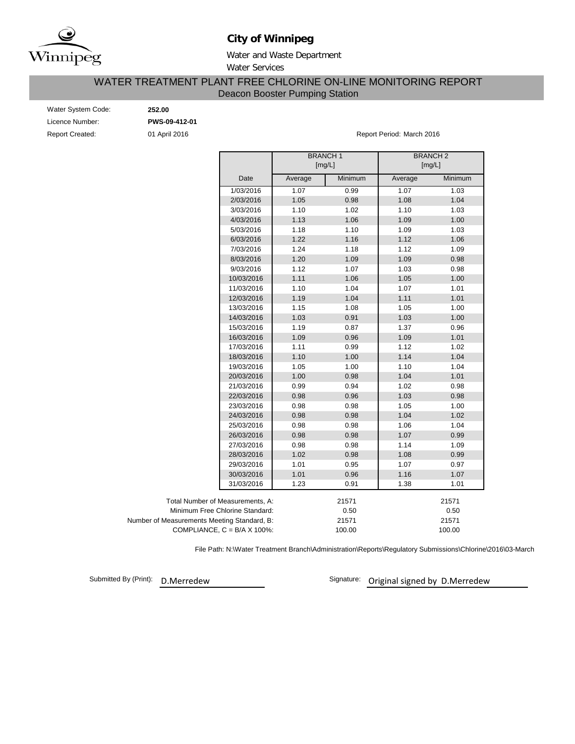# City of Winnipeg

Water and Waste Department

Water Services

## WATER TREATMENT PLANT FREE CHLORINE ON-LINE MONITORING REPORT

### Deacon Booster Pumping Station

Water System Code: **252.00**

Licence Number: **PWS-09-412-01**

Report Created: 01 April 2016

Report Period: March 2016

| | BRANCH 1 [mg/L] | | BRANCH 2 [mg/L] | |
|---|---|---|---|---|
| Date | Average | Minimum | Average | Minimum |
| 1/03/2016 | 1.07 | 0.99 | 1.07 | 1.03 |
| 2/03/2016 | 1.05 | 0.98 | 1.08 | 1.04 |
| 3/03/2016 | 1.10 | 1.02 | 1.10 | 1.03 |
| 4/03/2016 | 1.13 | 1.06 | 1.09 | 1.00 |
| 5/03/2016 | 1.18 | 1.10 | 1.09 | 1.03 |
| 6/03/2016 | 1.22 | 1.16 | 1.12 | 1.06 |
| 7/03/2016 | 1.24 | 1.18 | 1.12 | 1.09 |
| 8/03/2016 | 1.20 | 1.09 | 1.09 | 0.98 |
| 9/03/2016 | 1.12 | 1.07 | 1.03 | 0.98 |
| 10/03/2016 | 1.11 | 1.06 | 1.05 | 1.00 |
| 11/03/2016 | 1.10 | 1.04 | 1.07 | 1.01 |
| 12/03/2016 | 1.19 | 1.04 | 1.11 | 1.01 |
| 13/03/2016 | 1.15 | 1.08 | 1.05 | 1.00 |
| 14/03/2016 | 1.03 | 0.91 | 1.03 | 1.00 |
| 15/03/2016 | 1.19 | 0.87 | 1.37 | 0.96 |
| 16/03/2016 | 1.09 | 0.96 | 1.09 | 1.01 |
| 17/03/2016 | 1.11 | 0.99 | 1.12 | 1.02 |
| 18/03/2016 | 1.10 | 1.00 | 1.14 | 1.04 |
| 19/03/2016 | 1.05 | 1.00 | 1.10 | 1.04 |
| 20/03/2016 | 1.00 | 0.98 | 1.04 | 1.01 |
| 21/03/2016 | 0.99 | 0.94 | 1.02 | 0.98 |
| 22/03/2016 | 0.98 | 0.96 | 1.03 | 0.98 |
| 23/03/2016 | 0.98 | 0.98 | 1.05 | 1.00 |
| 24/03/2016 | 0.98 | 0.98 | 1.04 | 1.02 |
| 25/03/2016 | 0.98 | 0.98 | 1.06 | 1.04 |
| 26/03/2016 | 0.98 | 0.98 | 1.07 | 0.99 |
| 27/03/2016 | 0.98 | 0.98 | 1.14 | 1.09 |
| 28/03/2016 | 1.02 | 0.98 | 1.08 | 0.99 |
| 29/03/2016 | 1.01 | 0.95 | 1.07 | 0.97 |
| 30/03/2016 | 1.01 | 0.96 | 1.16 | 1.07 |
| 31/03/2016 | 1.23 | 0.91 | 1.38 | 1.01 |

| | BRANCH 1 | BRANCH 2 |
|---|---|---|
| Total Number of Measurements, A: | 21571 | 21571 |
| Minimum Free Chlorine Standard: | 0.50 | 0.50 |
| Number of Measurements Meeting Standard, B: | 21571 | 21571 |
| COMPLIANCE, C = B/A X 100%: | 100.00 | 100.00 |

File Path: N:\Water Treatment Branch\Administration\Reports\Regulatory Submissions\Chlorine\2016\03-March

Submitted By (Print): D.Merredew

Signature: Original signed by D.Merredew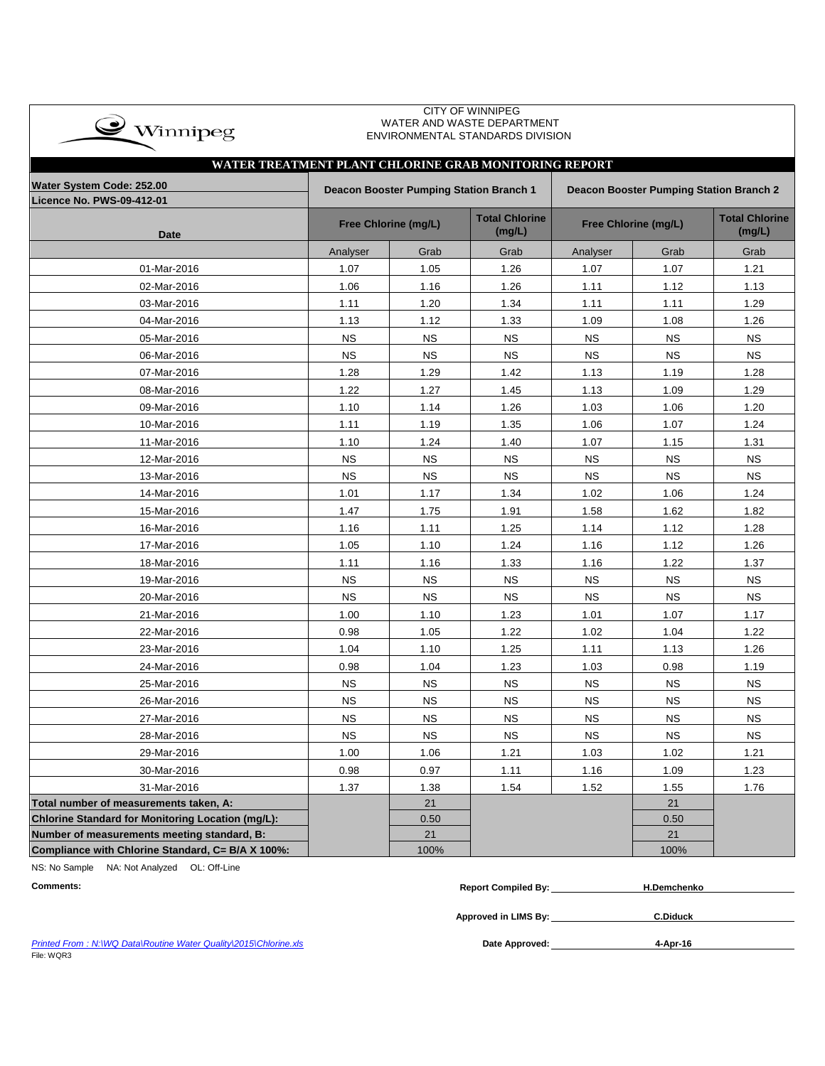CITY OF WINNIPEG
WATER AND WASTE DEPARTMENT
ENVIRONMENTAL STANDARDS DIVISION

## WATER TREATMENT PLANT CHLORINE GRAB MONITORING REPORT

| Water System Code: 252.00<br>Licence No. PWS-09-412-01 | Deacon Booster Pumping Station Branch 1 | | | Deacon Booster Pumping Station Branch 2 | | |
|---|---|---|---|---|---|---|
| Date | Free Chlorine (mg/L) | | Total Chlorine (mg/L) | Free Chlorine (mg/L) | | Total Chlorine (mg/L) |
| | Analyser | Grab | Grab | Analyser | Grab | Grab |
| 01-Mar-2016 | 1.07 | 1.05 | 1.26 | 1.07 | 1.07 | 1.21 |
| 02-Mar-2016 | 1.06 | 1.16 | 1.26 | 1.11 | 1.12 | 1.13 |
| 03-Mar-2016 | 1.11 | 1.20 | 1.34 | 1.11 | 1.11 | 1.29 |
| 04-Mar-2016 | 1.13 | 1.12 | 1.33 | 1.09 | 1.08 | 1.26 |
| 05-Mar-2016 | NS | NS | NS | NS | NS | NS |
| 06-Mar-2016 | NS | NS | NS | NS | NS | NS |
| 07-Mar-2016 | 1.28 | 1.29 | 1.42 | 1.13 | 1.19 | 1.28 |
| 08-Mar-2016 | 1.22 | 1.27 | 1.45 | 1.13 | 1.09 | 1.29 |
| 09-Mar-2016 | 1.10 | 1.14 | 1.26 | 1.03 | 1.06 | 1.20 |
| 10-Mar-2016 | 1.11 | 1.19 | 1.35 | 1.06 | 1.07 | 1.24 |
| 11-Mar-2016 | 1.10 | 1.24 | 1.40 | 1.07 | 1.15 | 1.31 |
| 12-Mar-2016 | NS | NS | NS | NS | NS | NS |
| 13-Mar-2016 | NS | NS | NS | NS | NS | NS |
| 14-Mar-2016 | 1.01 | 1.17 | 1.34 | 1.02 | 1.06 | 1.24 |
| 15-Mar-2016 | 1.47 | 1.75 | 1.91 | 1.58 | 1.62 | 1.82 |
| 16-Mar-2016 | 1.16 | 1.11 | 1.25 | 1.14 | 1.12 | 1.28 |
| 17-Mar-2016 | 1.05 | 1.10 | 1.24 | 1.16 | 1.12 | 1.26 |
| 18-Mar-2016 | 1.11 | 1.16 | 1.33 | 1.16 | 1.22 | 1.37 |
| 19-Mar-2016 | NS | NS | NS | NS | NS | NS |
| 20-Mar-2016 | NS | NS | NS | NS | NS | NS |
| 21-Mar-2016 | 1.00 | 1.10 | 1.23 | 1.01 | 1.07 | 1.17 |
| 22-Mar-2016 | 0.98 | 1.05 | 1.22 | 1.02 | 1.04 | 1.22 |
| 23-Mar-2016 | 1.04 | 1.10 | 1.25 | 1.11 | 1.13 | 1.26 |
| 24-Mar-2016 | 0.98 | 1.04 | 1.23 | 1.03 | 0.98 | 1.19 |
| 25-Mar-2016 | NS | NS | NS | NS | NS | NS |
| 26-Mar-2016 | NS | NS | NS | NS | NS | NS |
| 27-Mar-2016 | NS | NS | NS | NS | NS | NS |
| 28-Mar-2016 | NS | NS | NS | NS | NS | NS |
| 29-Mar-2016 | 1.00 | 1.06 | 1.21 | 1.03 | 1.02 | 1.21 |
| 30-Mar-2016 | 0.98 | 0.97 | 1.11 | 1.16 | 1.09 | 1.23 |
| 31-Mar-2016 | 1.37 | 1.38 | 1.54 | 1.52 | 1.55 | 1.76 |
| **Total number of measurements taken, A:** | | 21 | | | 21 | |
| **Chlorine Standard for Monitoring Location (mg/L):** | | 0.50 | | | 0.50 | |
| **Number of measurements meeting standard, B:** | | 21 | | | 21 | |
| **Compliance with Chlorine Standard, C= B/A X 100%:** | | 100% | | | 100% | |

NS: No Sample NA: Not Analyzed OL: Off-Line

**Comments:**

**Report Compiled By:** H.Demchenko

**Approved in LIMS By:** C.Diduck

**Date Approved:** 4-Apr-16

Printed From : N:\WQ Data\Routine Water Quality\2015\Chlorine.xls

File: WQR3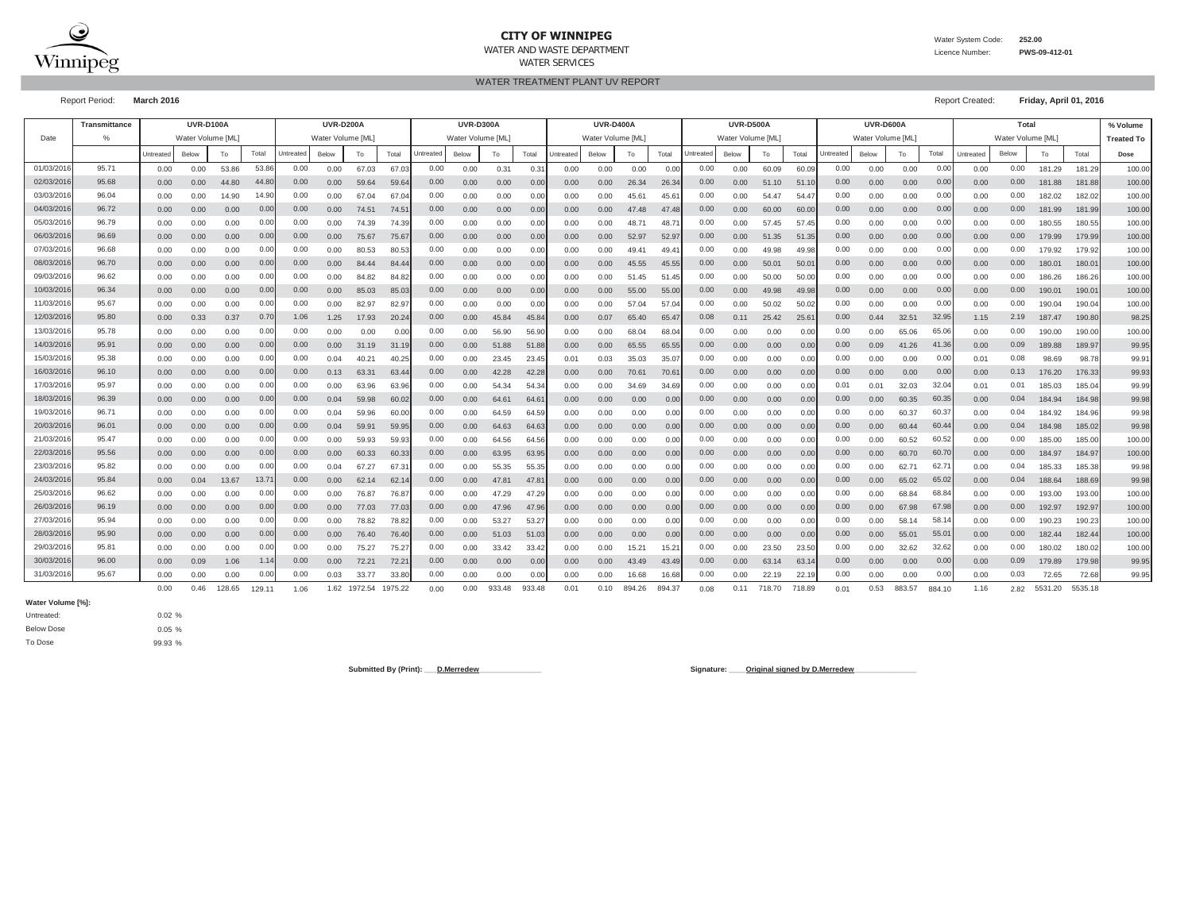**CITY OF WINNIPEG**
WATER AND WASTE DEPARTMENT
WATER SERVICES

Water System Code: **252.00**
Licence Number: **PWS-09-412-01**

WATER TREATMENT PLANT UV REPORT

Report Period: **March 2016**

Report Created: **Friday, April 01, 2016**

| Date | Transmittance | UVR-D100A | | | | UVR-D200A | | | | UVR-D300A | | | | UVR-D400A | | | | UVR-D500A | | | | UVR-D600A | | | | Total | | | | % Volume |
|---|---|---|---|---|---|---|---|---|---|---|---|---|---|---|---|---|---|---|---|---|---|---|---|---|---|---|---|---|---|---|
| | % | Water Volume [ML] | | | | Water Volume [ML] | | | | Water Volume [ML] | | | | Water Volume [ML] | | | | Water Volume [ML] | | | | Water Volume [ML] | | | | Water Volume [ML] | | | | Treated To |
| | | Untreated | Below | To | Total | Untreated | Below | To | Total | Untreated | Below | To | Total | Untreated | Below | To | Total | Untreated | Below | To | Total | Untreated | Below | To | Total | Untreated | Below | To | Total | Dose |
| 01/03/2016 | 95.71 | 0.00 | 0.00 | 53.86 | 53.86 | 0.00 | 0.00 | 67.03 | 67.03 | 0.00 | 0.00 | 0.31 | 0.31 | 0.00 | 0.00 | 0.00 | 0.00 | 0.00 | 0.00 | 60.09 | 60.09 | 0.00 | 0.00 | 0.00 | 0.00 | 0.00 | 0.00 | 181.29 | 181.29 | 100.00 |
| 02/03/2016 | 95.68 | 0.00 | 0.00 | 44.80 | 44.80 | 0.00 | 0.00 | 59.64 | 59.64 | 0.00 | 0.00 | 0.00 | 0.00 | 0.00 | 0.00 | 26.34 | 26.34 | 0.00 | 0.00 | 51.10 | 51.10 | 0.00 | 0.00 | 0.00 | 0.00 | 0.00 | 0.00 | 181.88 | 181.88 | 100.00 |
| 03/03/2016 | 96.04 | 0.00 | 0.00 | 14.90 | 14.90 | 0.00 | 0.00 | 67.04 | 67.04 | 0.00 | 0.00 | 0.00 | 0.00 | 0.00 | 0.00 | 45.61 | 45.61 | 0.00 | 0.00 | 54.47 | 54.47 | 0.00 | 0.00 | 0.00 | 0.00 | 0.00 | 0.00 | 182.02 | 182.02 | 100.00 |
| 04/03/2016 | 96.72 | 0.00 | 0.00 | 0.00 | 0.00 | 0.00 | 0.00 | 74.51 | 74.51 | 0.00 | 0.00 | 0.00 | 0.00 | 0.00 | 0.00 | 47.48 | 47.48 | 0.00 | 0.00 | 60.00 | 60.00 | 0.00 | 0.00 | 0.00 | 0.00 | 0.00 | 0.00 | 181.99 | 181.99 | 100.00 |
| 05/03/2016 | 96.79 | 0.00 | 0.00 | 0.00 | 0.00 | 0.00 | 0.00 | 74.39 | 74.39 | 0.00 | 0.00 | 0.00 | 0.00 | 0.00 | 0.00 | 48.71 | 48.71 | 0.00 | 0.00 | 57.45 | 57.45 | 0.00 | 0.00 | 0.00 | 0.00 | 0.00 | 0.00 | 180.55 | 180.55 | 100.00 |
| 06/03/2016 | 96.69 | 0.00 | 0.00 | 0.00 | 0.00 | 0.00 | 0.00 | 75.67 | 75.67 | 0.00 | 0.00 | 0.00 | 0.00 | 0.00 | 0.00 | 52.97 | 52.97 | 0.00 | 0.00 | 51.35 | 51.35 | 0.00 | 0.00 | 0.00 | 0.00 | 0.00 | 0.00 | 179.99 | 179.99 | 100.00 |
| 07/03/2016 | 96.68 | 0.00 | 0.00 | 0.00 | 0.00 | 0.00 | 0.00 | 80.53 | 80.53 | 0.00 | 0.00 | 0.00 | 0.00 | 0.00 | 0.00 | 49.41 | 49.41 | 0.00 | 0.00 | 49.98 | 49.98 | 0.00 | 0.00 | 0.00 | 0.00 | 0.00 | 0.00 | 179.92 | 179.92 | 100.00 |
| 08/03/2016 | 96.70 | 0.00 | 0.00 | 0.00 | 0.00 | 0.00 | 0.00 | 84.44 | 84.44 | 0.00 | 0.00 | 0.00 | 0.00 | 0.00 | 0.00 | 45.55 | 45.55 | 0.00 | 0.00 | 50.01 | 50.01 | 0.00 | 0.00 | 0.00 | 0.00 | 0.00 | 0.00 | 180.01 | 180.01 | 100.00 |
| 09/03/2016 | 96.62 | 0.00 | 0.00 | 0.00 | 0.00 | 0.00 | 0.00 | 84.82 | 84.82 | 0.00 | 0.00 | 0.00 | 0.00 | 0.00 | 0.00 | 51.45 | 51.45 | 0.00 | 0.00 | 50.00 | 50.00 | 0.00 | 0.00 | 0.00 | 0.00 | 0.00 | 0.00 | 186.26 | 186.26 | 100.00 |
| 10/03/2016 | 96.34 | 0.00 | 0.00 | 0.00 | 0.00 | 0.00 | 0.00 | 85.03 | 85.03 | 0.00 | 0.00 | 0.00 | 0.00 | 0.00 | 0.00 | 55.00 | 55.00 | 0.00 | 0.00 | 49.98 | 49.98 | 0.00 | 0.00 | 0.00 | 0.00 | 0.00 | 0.00 | 190.01 | 190.01 | 100.00 |
| 11/03/2016 | 95.67 | 0.00 | 0.00 | 0.00 | 0.00 | 0.00 | 0.00 | 82.97 | 82.97 | 0.00 | 0.00 | 0.00 | 0.00 | 0.00 | 0.00 | 57.04 | 57.04 | 0.00 | 0.00 | 50.02 | 50.02 | 0.00 | 0.00 | 0.00 | 0.00 | 0.00 | 0.00 | 190.04 | 190.04 | 100.00 |
| 12/03/2016 | 95.80 | 0.00 | 0.33 | 0.37 | 0.70 | 1.06 | 1.25 | 17.93 | 20.24 | 0.00 | 0.00 | 45.84 | 45.84 | 0.00 | 0.07 | 65.40 | 65.47 | 0.08 | 0.11 | 25.42 | 25.61 | 0.00 | 0.44 | 32.51 | 32.95 | 1.15 | 2.19 | 187.47 | 190.80 | 98.25 |
| 13/03/2016 | 95.78 | 0.00 | 0.00 | 0.00 | 0.00 | 0.00 | 0.00 | 0.00 | 0.00 | 0.00 | 0.00 | 56.90 | 56.90 | 0.00 | 0.00 | 68.04 | 68.04 | 0.00 | 0.00 | 0.00 | 0.00 | 0.00 | 0.00 | 65.06 | 65.06 | 0.00 | 0.00 | 190.00 | 190.00 | 100.00 |
| 14/03/2016 | 95.91 | 0.00 | 0.00 | 0.00 | 0.00 | 0.00 | 0.00 | 31.19 | 31.19 | 0.00 | 0.00 | 51.88 | 51.88 | 0.00 | 0.00 | 65.55 | 65.55 | 0.00 | 0.00 | 0.00 | 0.00 | 0.00 | 0.09 | 41.26 | 41.36 | 0.00 | 0.09 | 189.88 | 189.97 | 99.95 |
| 15/03/2016 | 95.38 | 0.00 | 0.00 | 0.00 | 0.00 | 0.00 | 0.04 | 40.21 | 40.25 | 0.00 | 0.00 | 23.45 | 23.45 | 0.01 | 0.03 | 35.03 | 35.07 | 0.00 | 0.00 | 0.00 | 0.00 | 0.00 | 0.00 | 0.00 | 0.00 | 0.01 | 0.08 | 98.69 | 98.78 | 99.91 |
| 16/03/2016 | 96.10 | 0.00 | 0.00 | 0.00 | 0.00 | 0.00 | 0.13 | 63.31 | 63.44 | 0.00 | 0.00 | 42.28 | 42.28 | 0.00 | 0.00 | 70.61 | 70.61 | 0.00 | 0.00 | 0.00 | 0.00 | 0.00 | 0.00 | 0.00 | 0.00 | 0.00 | 0.13 | 176.20 | 176.33 | 99.93 |
| 17/03/2016 | 95.97 | 0.00 | 0.00 | 0.00 | 0.00 | 0.00 | 0.00 | 63.96 | 63.96 | 0.00 | 0.00 | 54.34 | 54.34 | 0.00 | 0.00 | 34.69 | 34.69 | 0.00 | 0.00 | 0.00 | 0.00 | 0.01 | 0.01 | 32.03 | 32.04 | 0.01 | 0.01 | 185.03 | 185.04 | 99.99 |
| 18/03/2016 | 96.39 | 0.00 | 0.00 | 0.00 | 0.00 | 0.00 | 0.04 | 59.98 | 60.02 | 0.00 | 0.00 | 64.61 | 64.61 | 0.00 | 0.00 | 0.00 | 0.00 | 0.00 | 0.00 | 0.00 | 0.00 | 0.00 | 0.00 | 60.35 | 60.35 | 0.00 | 0.04 | 184.94 | 184.98 | 99.98 |
| 19/03/2016 | 96.71 | 0.00 | 0.00 | 0.00 | 0.00 | 0.00 | 0.04 | 59.96 | 60.00 | 0.00 | 0.00 | 64.59 | 64.59 | 0.00 | 0.00 | 0.00 | 0.00 | 0.00 | 0.00 | 0.00 | 0.00 | 0.00 | 0.00 | 60.37 | 60.37 | 0.00 | 0.04 | 184.92 | 184.96 | 99.98 |
| 20/03/2016 | 96.01 | 0.00 | 0.00 | 0.00 | 0.00 | 0.00 | 0.04 | 59.91 | 59.95 | 0.00 | 0.00 | 64.63 | 64.63 | 0.00 | 0.00 | 0.00 | 0.00 | 0.00 | 0.00 | 0.00 | 0.00 | 0.00 | 0.00 | 60.44 | 60.44 | 0.00 | 0.04 | 184.98 | 185.02 | 99.98 |
| 21/03/2016 | 95.47 | 0.00 | 0.00 | 0.00 | 0.00 | 0.00 | 0.00 | 59.93 | 59.93 | 0.00 | 0.00 | 64.56 | 64.56 | 0.00 | 0.00 | 0.00 | 0.00 | 0.00 | 0.00 | 0.00 | 0.00 | 0.00 | 0.00 | 60.52 | 60.52 | 0.00 | 0.00 | 185.00 | 185.00 | 100.00 |
| 22/03/2016 | 95.56 | 0.00 | 0.00 | 0.00 | 0.00 | 0.00 | 0.00 | 60.33 | 60.33 | 0.00 | 0.00 | 63.95 | 63.95 | 0.00 | 0.00 | 0.00 | 0.00 | 0.00 | 0.00 | 0.00 | 0.00 | 0.00 | 0.00 | 60.70 | 60.70 | 0.00 | 0.00 | 184.97 | 184.97 | 100.00 |
| 23/03/2016 | 95.82 | 0.00 | 0.00 | 0.00 | 0.00 | 0.00 | 0.04 | 67.27 | 67.31 | 0.00 | 0.00 | 55.35 | 55.35 | 0.00 | 0.00 | 0.00 | 0.00 | 0.00 | 0.00 | 0.00 | 0.00 | 0.00 | 0.00 | 62.71 | 62.71 | 0.00 | 0.04 | 185.33 | 185.38 | 99.98 |
| 24/03/2016 | 95.84 | 0.00 | 0.04 | 13.67 | 13.71 | 0.00 | 0.00 | 62.14 | 62.14 | 0.00 | 0.00 | 47.81 | 47.81 | 0.00 | 0.00 | 0.00 | 0.00 | 0.00 | 0.00 | 0.00 | 0.00 | 0.00 | 0.00 | 65.02 | 65.02 | 0.00 | 0.04 | 188.64 | 188.69 | 99.98 |
| 25/03/2016 | 96.62 | 0.00 | 0.00 | 0.00 | 0.00 | 0.00 | 0.00 | 76.87 | 76.87 | 0.00 | 0.00 | 47.29 | 47.29 | 0.00 | 0.00 | 0.00 | 0.00 | 0.00 | 0.00 | 0.00 | 0.00 | 0.00 | 0.00 | 68.84 | 68.84 | 0.00 | 0.00 | 193.00 | 193.00 | 100.00 |
| 26/03/2016 | 96.19 | 0.00 | 0.00 | 0.00 | 0.00 | 0.00 | 0.00 | 77.03 | 77.03 | 0.00 | 0.00 | 47.96 | 47.96 | 0.00 | 0.00 | 0.00 | 0.00 | 0.00 | 0.00 | 0.00 | 0.00 | 0.00 | 0.00 | 67.98 | 67.98 | 0.00 | 0.00 | 192.97 | 192.97 | 100.00 |
| 27/03/2016 | 95.94 | 0.00 | 0.00 | 0.00 | 0.00 | 0.00 | 0.00 | 78.82 | 78.82 | 0.00 | 0.00 | 53.27 | 53.27 | 0.00 | 0.00 | 0.00 | 0.00 | 0.00 | 0.00 | 0.00 | 0.00 | 0.00 | 0.00 | 58.14 | 58.14 | 0.00 | 0.00 | 190.23 | 190.23 | 100.00 |
| 28/03/2016 | 95.90 | 0.00 | 0.00 | 0.00 | 0.00 | 0.00 | 0.00 | 76.40 | 76.40 | 0.00 | 0.00 | 51.03 | 51.03 | 0.00 | 0.00 | 0.00 | 0.00 | 0.00 | 0.00 | 0.00 | 0.00 | 0.00 | 0.00 | 55.01 | 55.01 | 0.00 | 0.00 | 182.44 | 182.44 | 100.00 |
| 29/03/2016 | 95.81 | 0.00 | 0.00 | 0.00 | 0.00 | 0.00 | 0.00 | 75.27 | 75.27 | 0.00 | 0.00 | 33.42 | 33.42 | 0.00 | 0.00 | 15.21 | 15.21 | 0.00 | 0.00 | 23.50 | 23.50 | 0.00 | 0.00 | 32.62 | 32.62 | 0.00 | 0.00 | 180.02 | 180.02 | 100.00 |
| 30/03/2016 | 96.00 | 0.00 | 0.09 | 1.06 | 1.14 | 0.00 | 0.00 | 72.21 | 72.21 | 0.00 | 0.00 | 0.00 | 0.00 | 0.00 | 0.00 | 43.49 | 43.49 | 0.00 | 0.00 | 63.14 | 63.14 | 0.00 | 0.00 | 0.00 | 0.00 | 0.00 | 0.09 | 179.89 | 179.98 | 99.95 |
| 31/03/2016 | 95.67 | 0.00 | 0.00 | 0.00 | 0.00 | 0.00 | 0.03 | 33.77 | 33.80 | 0.00 | 0.00 | 0.00 | 0.00 | 0.00 | 0.00 | 16.68 | 16.68 | 0.00 | 0.00 | 22.19 | 22.19 | 0.00 | 0.00 | 0.00 | 0.00 | 0.00 | 0.03 | 72.65 | 72.68 | 99.95 |
| | | 0.00 | 0.46 | 128.65 | 129.11 | 1.06 | 1.62 | 1972.54 | 1975.22 | 0.00 | 0.00 | 933.48 | 933.48 | 0.01 | 0.10 | 894.26 | 894.37 | 0.08 | 0.11 | 718.70 | 718.89 | 0.01 | 0.53 | 883.57 | 884.10 | 1.16 | 2.82 | 5531.20 | 5535.18 | |

**Water Volume [%]:**

Untreated: 0.02 %
Below Dose 0.05 %
To Dose 99.93 %

**Submitted By (Print): D.Merredew**

**Signature: Original signed by D.Merredew**